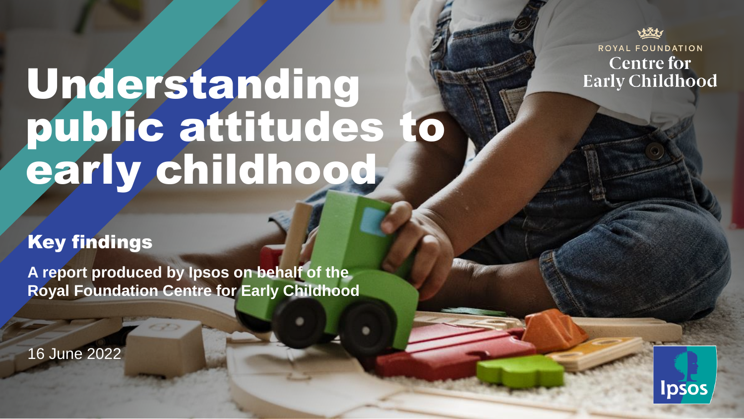ROYAL FOUNDATION

Centre for Early Childhood

# Understanding public attitudes to early childhood

## Key findings

**A report produced by Ipsos on behalf of the Royal Foundation Centre for Early Childhood**

16 June 2022

Ipsos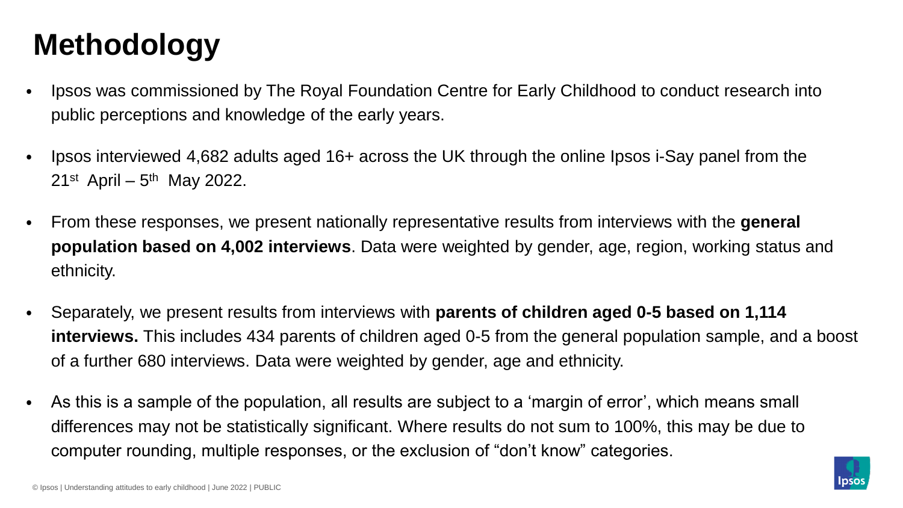# Methodology

- Ipsos was commissioned by The Royal Foundation Centre for Early Childhood to conduct research into public perceptions and knowledge of the early years.
- Ipsos interviewed 4,682 adults aged 16+ across the UK through the online Ipsos i-Say panel from the 21st April – 5th May 2022.
- From these responses, we present nationally representative results from interviews with the **general population based on 4,002 interviews**. Data were weighted by gender, age, region, working status and ethnicity.
- Separately, we present results from interviews with **parents of children aged 0-5 based on 1,114 interviews.** This includes 434 parents of children aged 0-5 from the general population sample, and a boost of a further 680 interviews. Data were weighted by gender, age and ethnicity.
- As this is a sample of the population, all results are subject to a 'margin of error', which means small differences may not be statistically significant. Where results do not sum to 100%, this may be due to computer rounding, multiple responses, or the exclusion of "don't know" categories.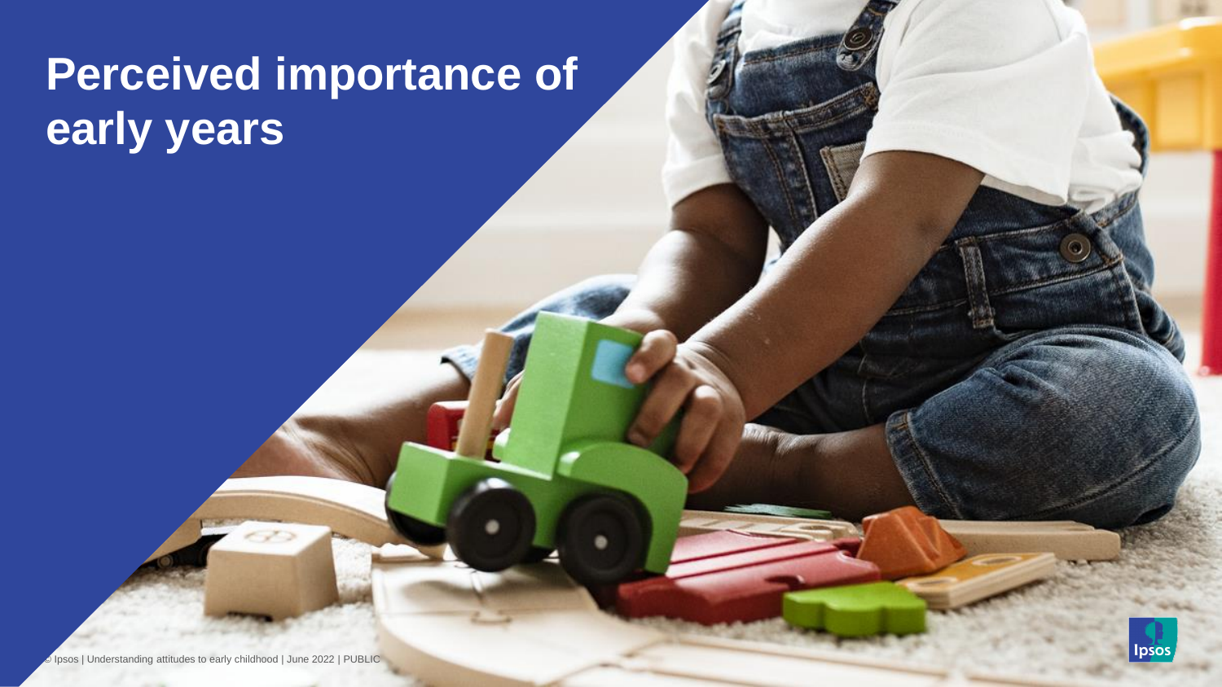# Perceived importance of early years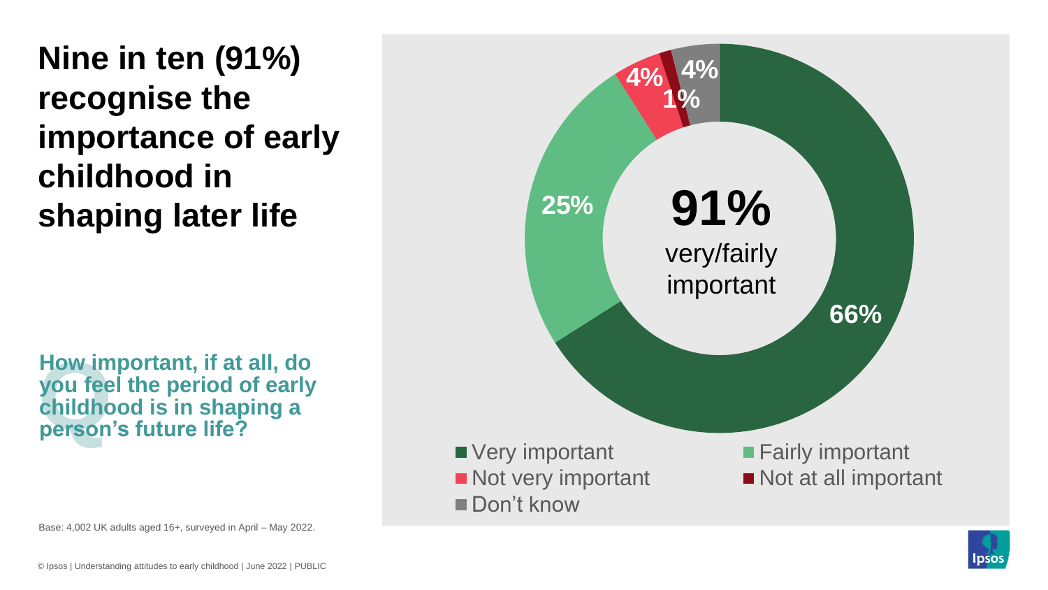# Nine in ten (91%) recognise the importance of early childhood in shaping later life

**How important, if at all, do you feel the period of early childhood is in shaping a person's future life?**

**91%** very/fairly important

| Response | % |
| --- | --- |
| Very important | 66% |
| Fairly important | 25% |
| Not very important | 4% |
| Not at all important | 1% |
| Don't know | 4% |

Base: 4,002 UK adults aged 16+, surveyed in April – May 2022.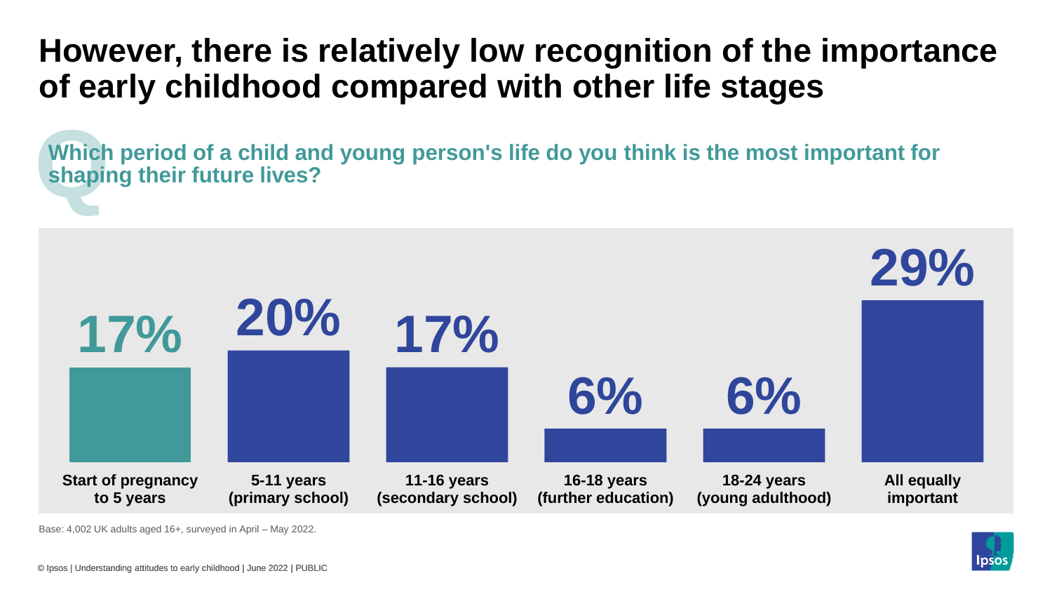# However, there is relatively low recognition of the importance of early childhood compared with other life stages

**Q: Which period of a child and young person's life do you think is the most important for shaping their future lives?**

| Start of pregnancy to 5 years | 5-11 years (primary school) | 11-16 years (secondary school) | 16-18 years (further education) | 18-24 years (young adulthood) | All equally important |
|---|---|---|---|---|---|
| 17% | 20% | 17% | 6% | 6% | 29% |

Base: 4,002 UK adults aged 16+, surveyed in April – May 2022.

© Ipsos | Understanding attitudes to early childhood | June 2022 | PUBLIC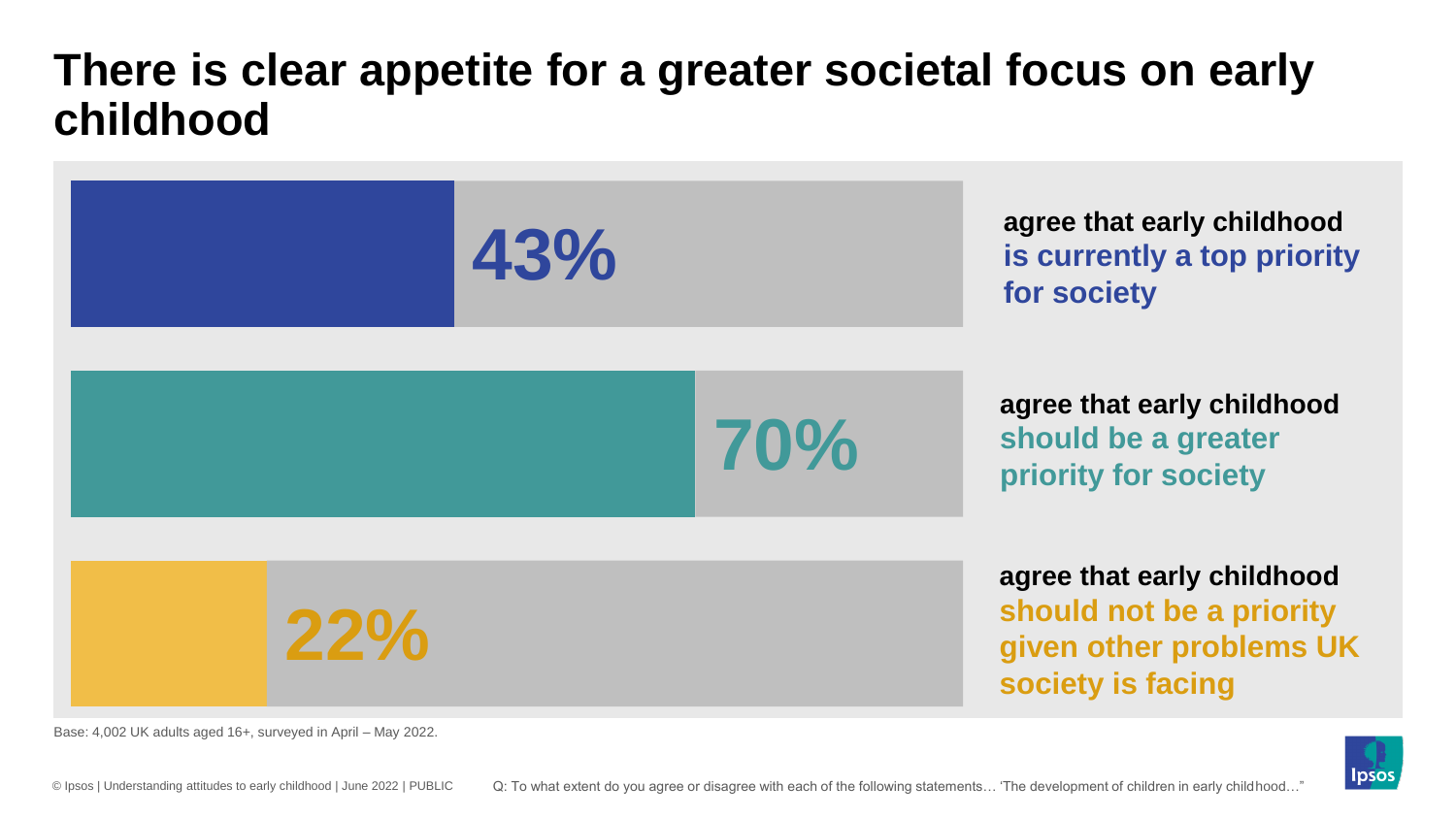# There is clear appetite for a greater societal focus on early childhood

**43%** agree that early childhood **is currently a top priority for society**

**70%** agree that early childhood **should be a greater priority for society**

**22%** agree that early childhood **should not be a priority given other problems UK society is facing**

Base: 4,002 UK adults aged 16+, surveyed in April – May 2022.

Q: To what extent do you agree or disagree with each of the following statements… 'The development of children in early childhood…'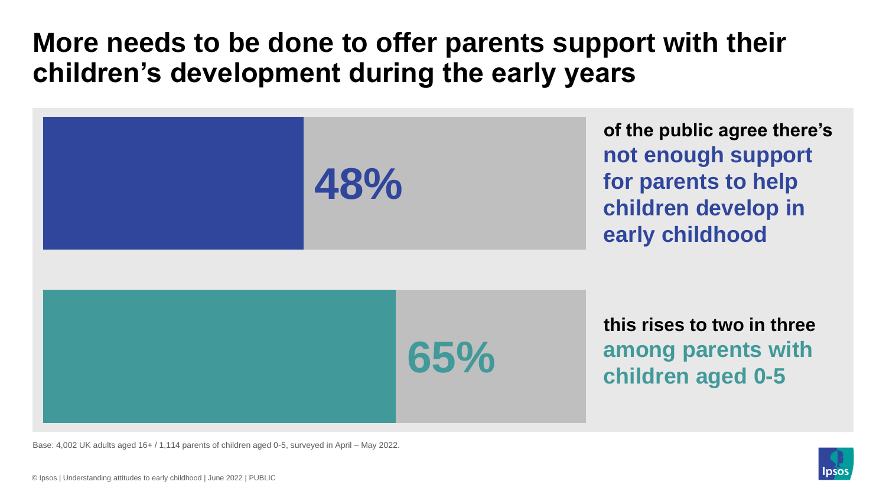# More needs to be done to offer parents support with their children's development during the early years

**48%** of the public agree there's **not enough support for parents to help children develop in early childhood**

**65%** this rises to two in three **among parents with children aged 0-5**

Base: 4,002 UK adults aged 16+ / 1,114 parents of children aged 0-5, surveyed in April – May 2022.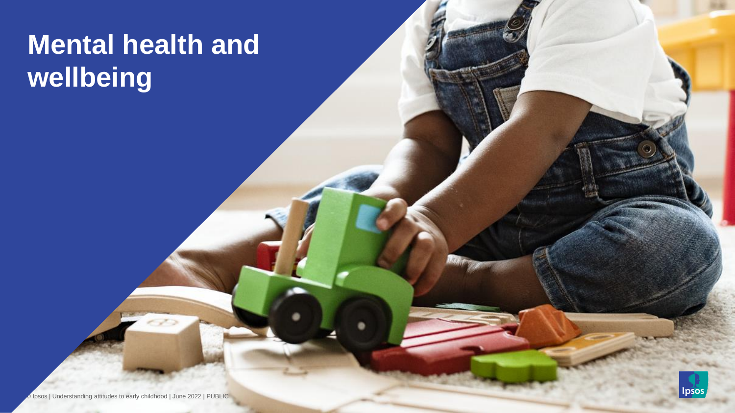# Mental health and wellbeing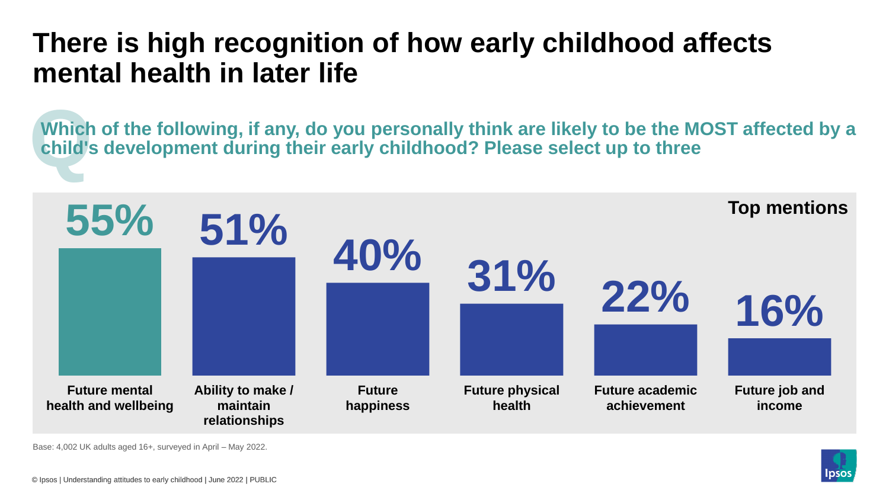# There is high recognition of how early childhood affects mental health in later life

**Which of the following, if any, do you personally think are likely to be the MOST affected by a child's development during their early childhood? Please select up to three**

**Top mentions**

| Future mental health and wellbeing | Ability to make / maintain relationships | Future happiness | Future physical health | Future academic achievement | Future job and income |
|---|---|---|---|---|---|
| 55% | 51% | 40% | 31% | 22% | 16% |

Base: 4,002 UK adults aged 16+, surveyed in April – May 2022.

© Ipsos | Understanding attitudes to early childhood | June 2022 | PUBLIC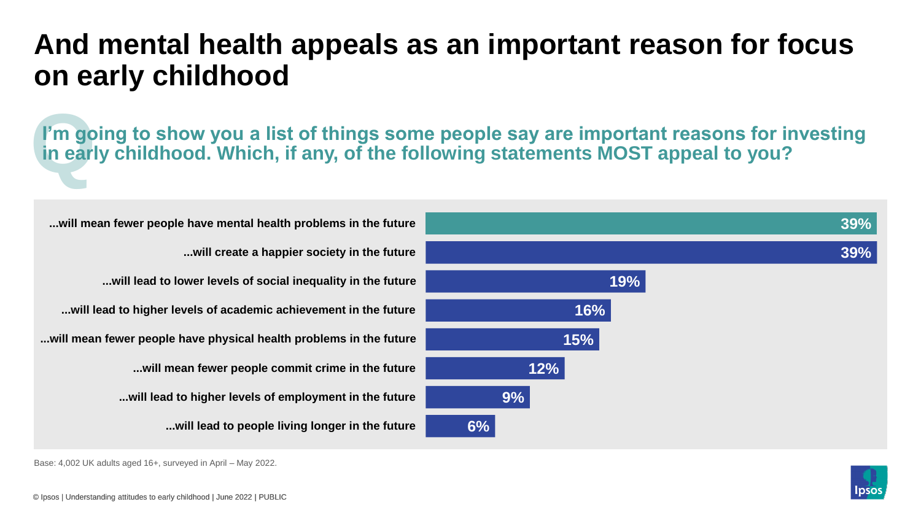# And mental health appeals as an important reason for focus on early childhood

**I'm going to show you a list of things some people say are important reasons for investing in early childhood. Which, if any, of the following statements MOST appeal to you?**

| Statement | % |
|---|---|
| ...will mean fewer people have mental health problems in the future | 39% |
| ...will create a happier society in the future | 39% |
| ...will lead to lower levels of social inequality in the future | 19% |
| ...will lead to higher levels of academic achievement in the future | 16% |
| ...will mean fewer people have physical health problems in the future | 15% |
| ...will mean fewer people commit crime in the future | 12% |
| ...will lead to higher levels of employment in the future | 9% |
| ...will lead to people living longer in the future | 6% |

Base: 4,002 UK adults aged 16+, surveyed in April – May 2022.

© Ipsos | Understanding attitudes to early childhood | June 2022 | PUBLIC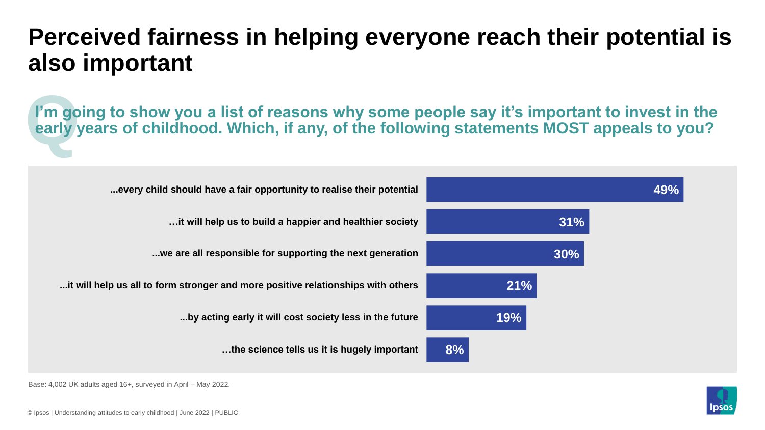# Perceived fairness in helping everyone reach their potential is also important

**Q: I'm going to show you a list of reasons why some people say it's important to invest in the early years of childhood. Which, if any, of the following statements MOST appeals to you?**

| Statement | % |
|---|---|
| ...every child should have a fair opportunity to realise their potential | 49% |
| …it will help us to build a happier and healthier society | 31% |
| ...we are all responsible for supporting the next generation | 30% |
| ...it will help us all to form stronger and more positive relationships with others | 21% |
| ...by acting early it will cost society less in the future | 19% |
| …the science tells us it is hugely important | 8% |

Base: 4,002 UK adults aged 16+, surveyed in April – May 2022.

© Ipsos | Understanding attitudes to early childhood | June 2022 | PUBLIC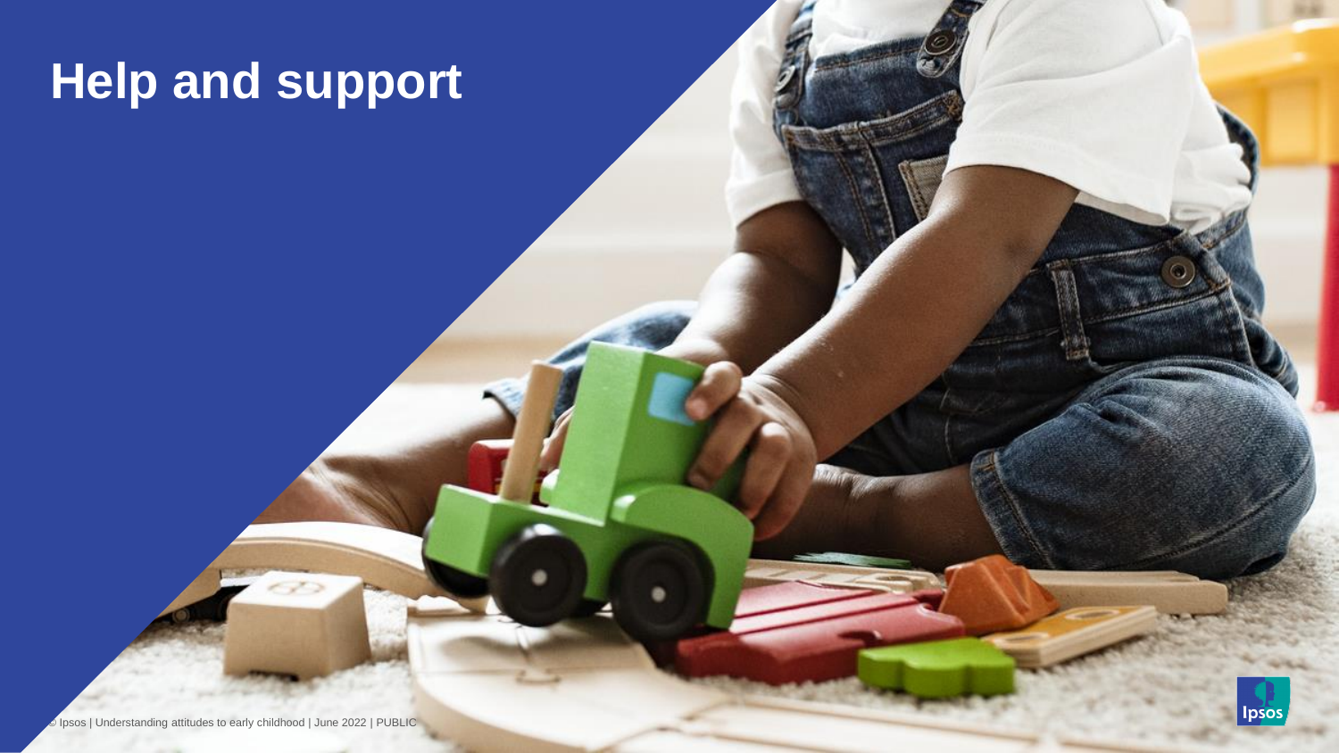# Help and support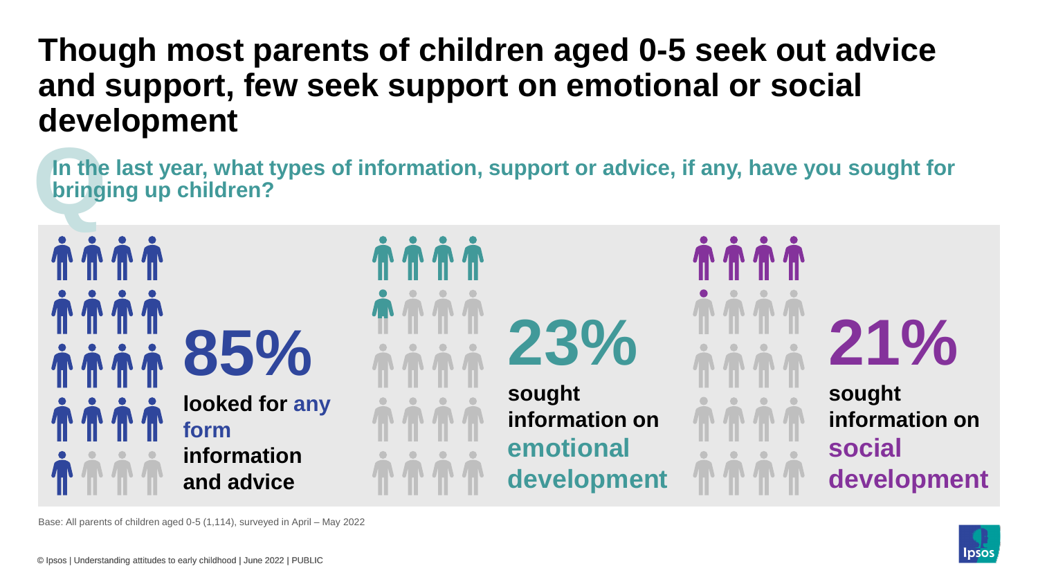# Though most parents of children aged 0-5 seek out advice and support, few seek support on emotional or social development

**In the last year, what types of information, support or advice, if any, have you sought for bringing up children?**

**85%** looked for **any form** information and advice

**23%** sought information on **emotional development**

**21%** sought information on **social development**

Base: All parents of children aged 0-5 (1,114), surveyed in April – May 2022

© Ipsos | Understanding attitudes to early childhood | June 2022 | PUBLIC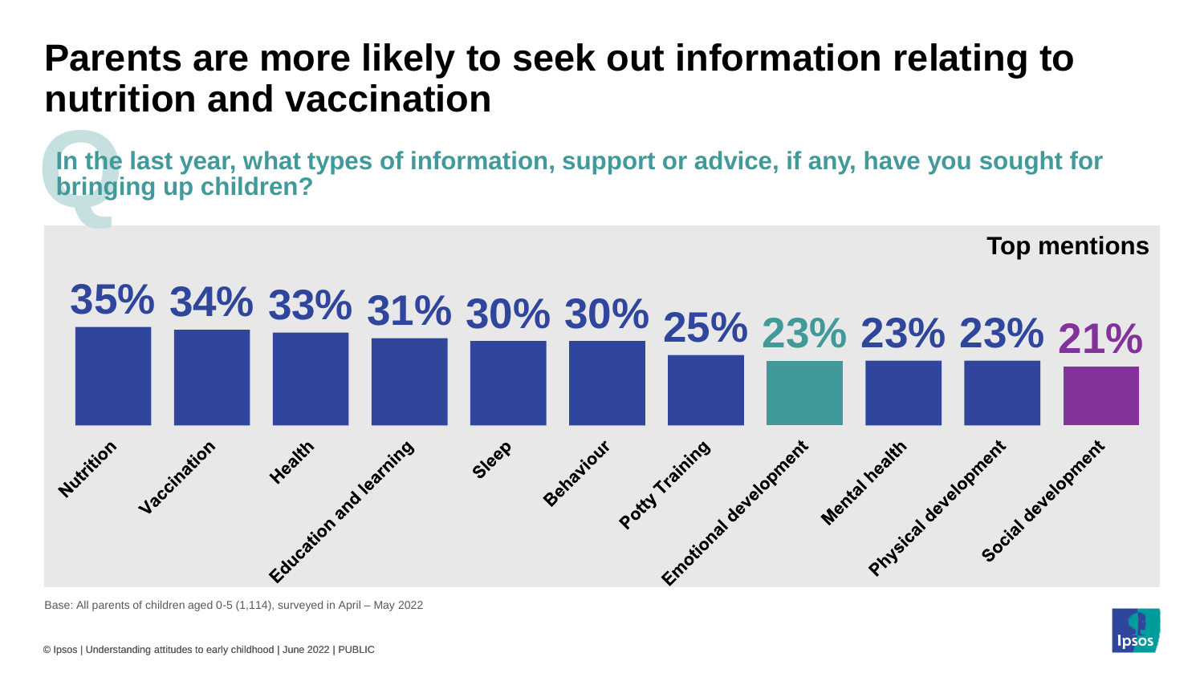# Parents are more likely to seek out information relating to nutrition and vaccination

**In the last year, what types of information, support or advice, if any, have you sought for bringing up children?**

**Top mentions**

| Type | % |
|---|---|
| Nutrition | 35% |
| Vaccination | 34% |
| Health | 33% |
| Education and learning | 31% |
| Sleep | 30% |
| Behaviour | 30% |
| Potty Training | 25% |
| Emotional development | 23% |
| Mental health | 23% |
| Physical development | 23% |
| Social development | 21% |

Base: All parents of children aged 0-5 (1,114), surveyed in April – May 2022

© Ipsos | Understanding attitudes to early childhood | June 2022 | PUBLIC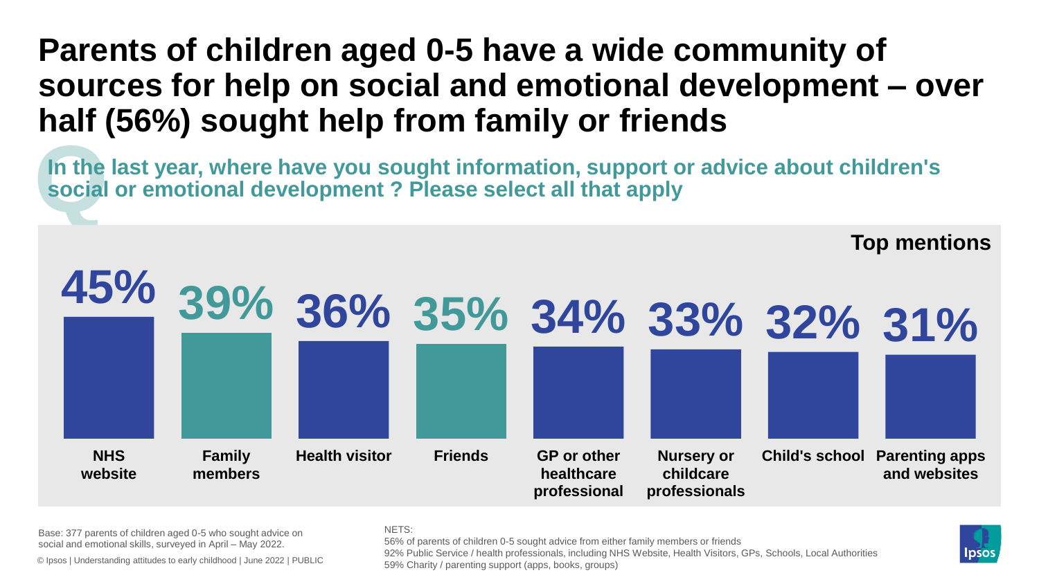# Parents of children aged 0-5 have a wide community of sources for help on social and emotional development – over half (56%) sought help from family or friends

**In the last year, where have you sought information, support or advice about children's social or emotional development ? Please select all that apply**

**Top mentions**

| Source | % |
|---|---|
| NHS website | 45% |
| Family members | 39% |
| Health visitor | 36% |
| Friends | 35% |
| GP or other healthcare professional | 34% |
| Nursery or childcare professionals | 33% |
| Child's school | 32% |
| Parenting apps and websites | 31% |

Base: 377 parents of children aged 0-5 who sought advice on social and emotional skills, surveyed in April – May 2022.

© Ipsos | Understanding attitudes to early childhood | June 2022 | PUBLIC

NETS:
56% of parents of children 0-5 sought advice from either family members or friends
92% Public Service / health professionals, including NHS Website, Health Visitors, GPs, Schools, Local Authorities
59% Charity / parenting support (apps, books, groups)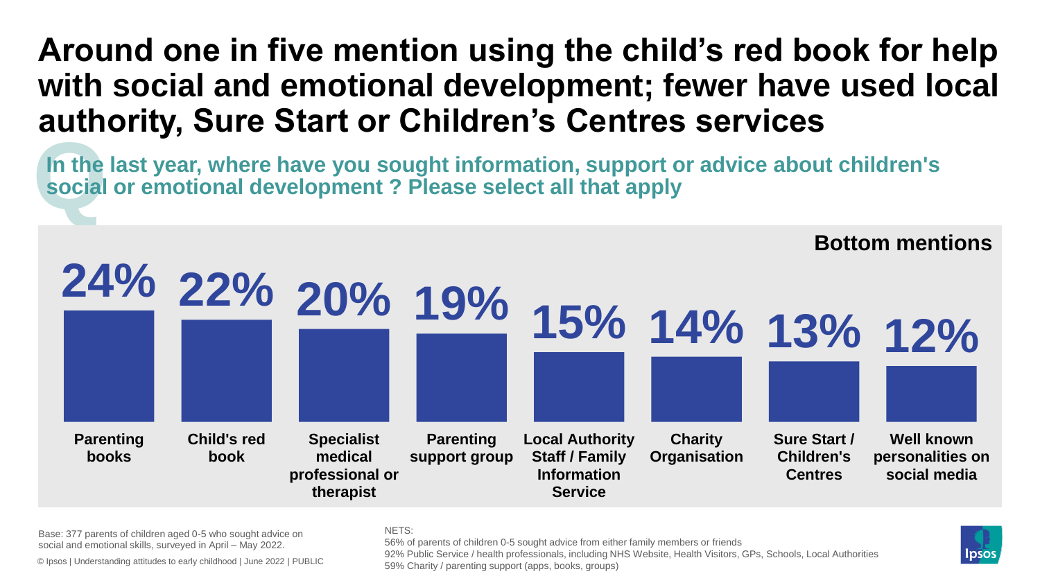# Around one in five mention using the child's red book for help with social and emotional development; fewer have used local authority, Sure Start or Children's Centres services

**In the last year, where have you sought information, support or advice about children's social or emotional development ? Please select all that apply**

**Bottom mentions**

| Source | % |
|---|---|
| Parenting books | 24% |
| Child's red book | 22% |
| Specialist medical professional or therapist | 20% |
| Parenting support group | 19% |
| Local Authority Staff / Family Information Service | 15% |
| Charity Organisation | 14% |
| Sure Start / Children's Centres | 13% |
| Well known personalities on social media | 12% |

Base: 377 parents of children aged 0-5 who sought advice on social and emotional skills, surveyed in April – May 2022.

© Ipsos | Understanding attitudes to early childhood | June 2022 | PUBLIC

NETS:
56% of parents of children 0-5 sought advice from either family members or friends
92% Public Service / health professionals, including NHS Website, Health Visitors, GPs, Schools, Local Authorities
59% Charity / parenting support (apps, books, groups)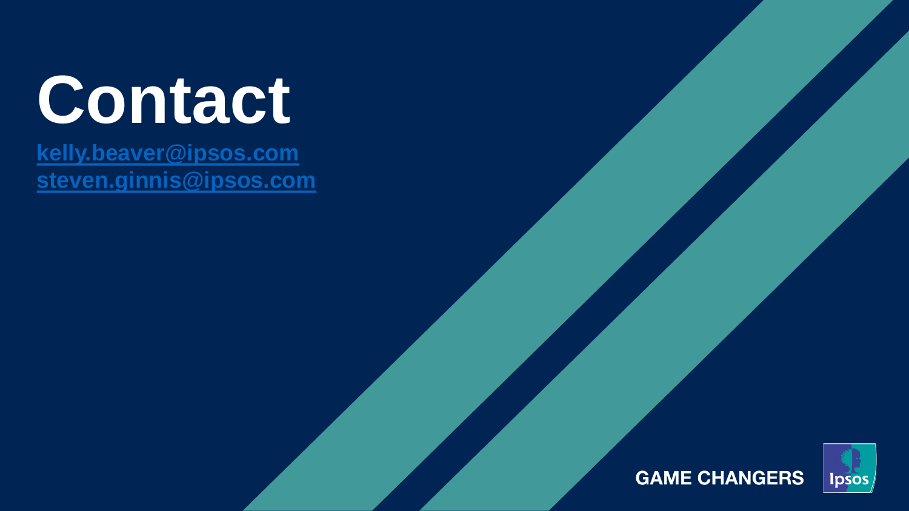# Contact

kelly.beaver@ipsos.com
steven.ginnis@ipsos.com

GAME CHANGERS

Ipsos